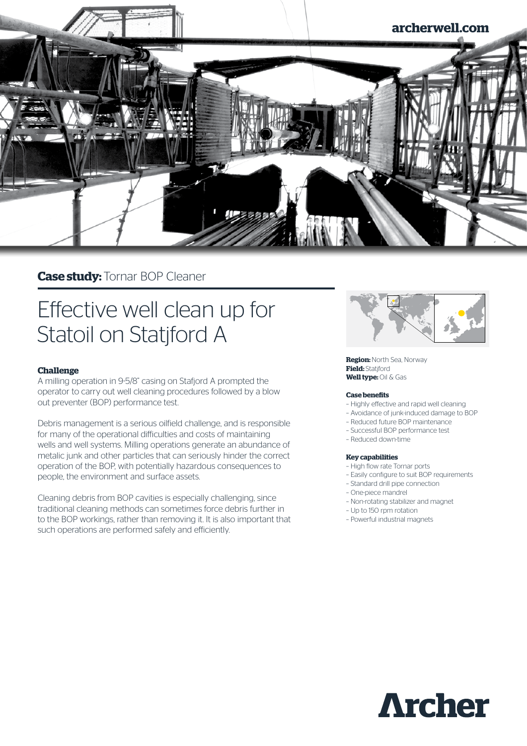archerwell.com

**Case study:** Tornar BOP Cleaner

# Effective well clean up for Statoil on Statjford A

**Region:** North Sea, Norway
**Field:** Statjford
**Well type:** Oil & Gas

### Challenge

A milling operation in 9-5/8" casing on Stafjord A prompted the operator to carry out well cleaning procedures followed by a blow out preventer (BOP) performance test.

Debris management is a serious oilfield challenge, and is responsible for many of the operational difficulties and costs of maintaining wells and well systems. Milling operations generate an abundance of metalic junk and other particles that can seriously hinder the correct operation of the BOP, with potentially hazardous consequences to people, the environment and surface assets.

Cleaning debris from BOP cavities is especially challenging, since traditional cleaning methods can sometimes force debris further in to the BOP workings, rather than removing it. It is also important that such operations are performed safely and efficiently.

### Case benefits

- Highly effective and rapid well cleaning
- Avoidance of junk-induced damage to BOP
- Reduced future BOP maintenance
- Successful BOP performance test
- Reduced down-time

### Key capabilities

- High flow rate Tornar ports
- Easily configure to suit BOP requirements
- Standard drill pipe connection
- One-piece mandrel
- Non-rotating stabilizer and magnet
- Up to 150 rpm rotation
- Powerful industrial magnets

Archer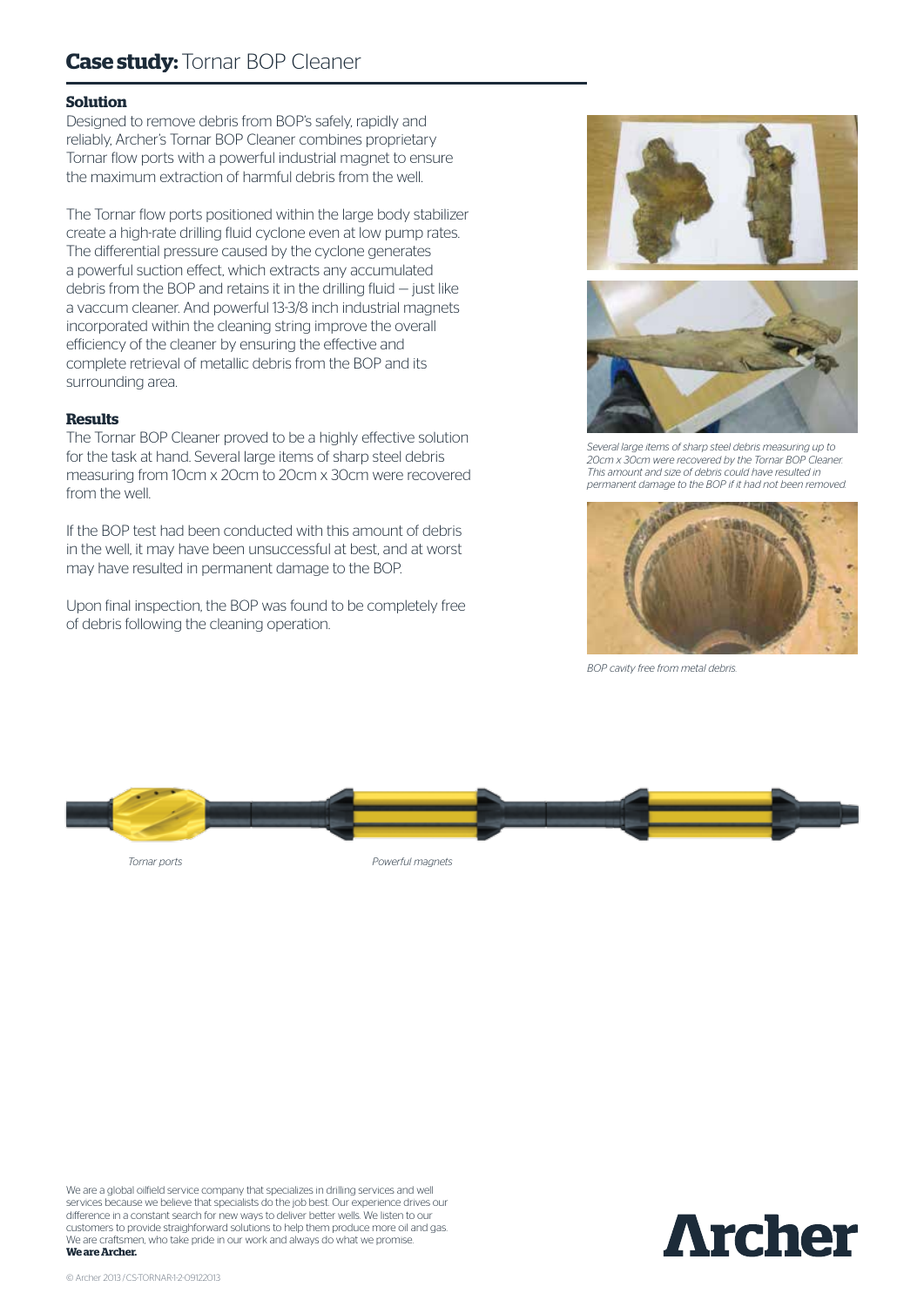# **Case study:** Tornar BOP Cleaner

## Solution

Designed to remove debris from BOP's safely, rapidly and reliably, Archer's Tornar BOP Cleaner combines proprietary Tornar flow ports with a powerful industrial magnet to ensure the maximum extraction of harmful debris from the well.

The Tornar flow ports positioned within the large body stabilizer create a high-rate drilling fluid cyclone even at low pump rates. The differential pressure caused by the cyclone generates a powerful suction effect, which extracts any accumulated debris from the BOP and retains it in the drilling fluid – just like a vaccum cleaner. And powerful 13-3/8 inch industrial magnets incorporated within the cleaning string improve the overall efficiency of the cleaner by ensuring the effective and complete retrieval of metallic debris from the BOP and its surrounding area.

## Results

The Tornar BOP Cleaner proved to be a highly effective solution for the task at hand. Several large items of sharp steel debris measuring from 10cm x 20cm to 20cm x 30cm were recovered from the well.

If the BOP test had been conducted with this amount of debris in the well, it may have been unsuccessful at best, and at worst may have resulted in permanent damage to the BOP.

Upon final inspection, the BOP was found to be completely free of debris following the cleaning operation.

*Several large items of sharp steel debris measuring up to 20cm x 30cm were recovered by the Tornar BOP Cleaner. This amount and size of debris could have resulted in permanent damage to the BOP if it had not been removed.*

*BOP cavity free from metal debris.*

*Tornar ports*

*Powerful magnets*

We are a global oilfield service company that specializes in drilling services and well services because we believe that specialists do the job best. Our experience drives our difference in a constant search for new ways to deliver better wells. We listen to our customers to provide straighforward solutions to help them produce more oil and gas. We are craftsmen, who take pride in our work and always do what we promise.
**We are Archer.**

Archer

© Archer 2013 / CS-TORNAR-1-2-09122013